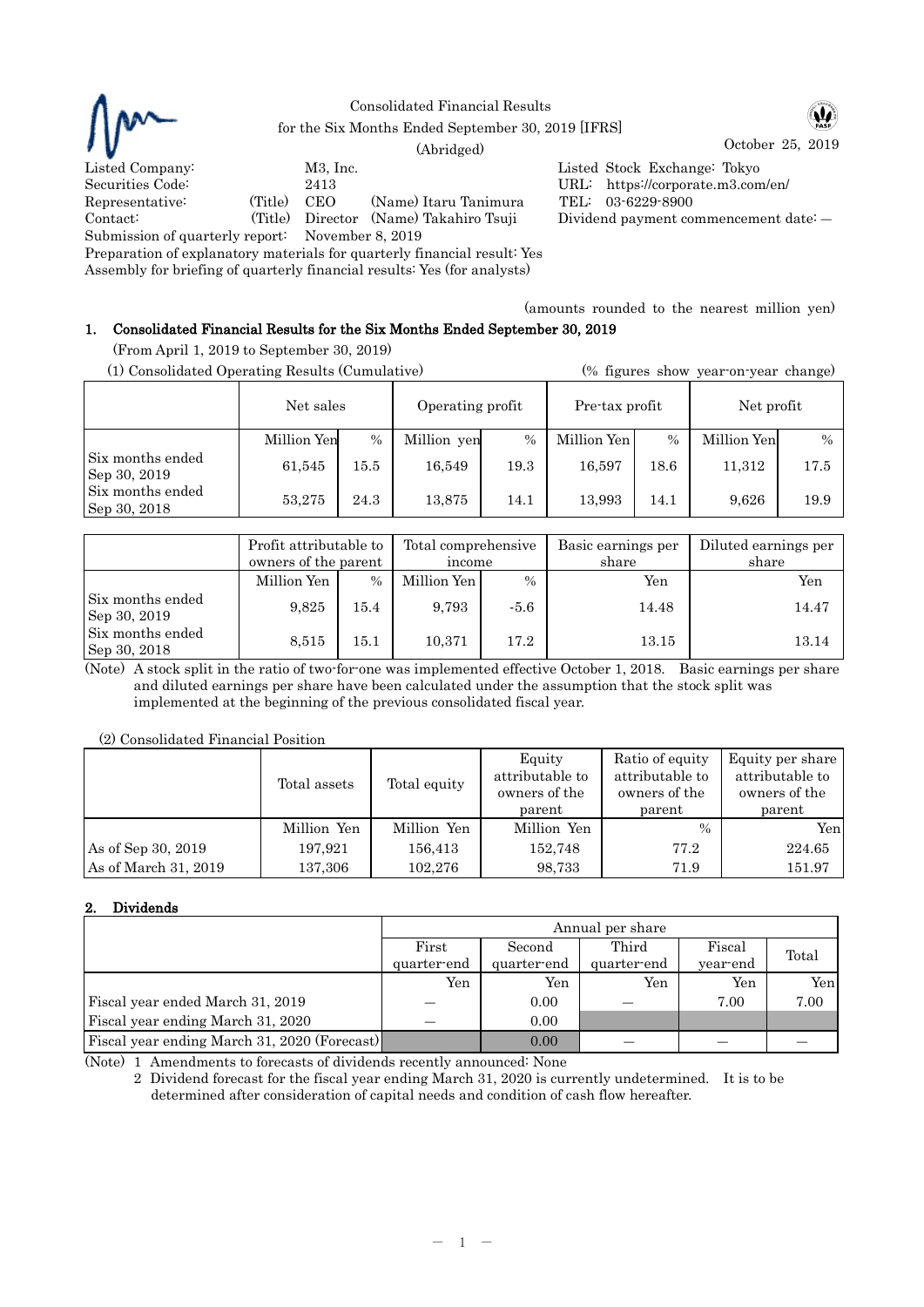Consolidated Financial Results
for the Six Months Ended September 30, 2019 [IFRS]
(Abridged)

October 25, 2019

Listed Company: M3, Inc. 
Listed Stock Exchange: Tokyo
Securities Code: 2413 
URL: https://corporate.m3.com/en/
Representative: (Title) CEO (Name) Itaru Tanimura 
TEL: 03-6229-8900
Contact: (Title) Director (Name) Takahiro Tsuji 
Dividend payment commencement date: —
Submission of quarterly report: November 8, 2019
Preparation of explanatory materials for quarterly financial result: Yes
Assembly for briefing of quarterly financial results: Yes (for analysts)

(amounts rounded to the nearest million yen)

## 1. Consolidated Financial Results for the Six Months Ended September 30, 2019

(From April 1, 2019 to September 30, 2019)

(1) Consolidated Operating Results (Cumulative) (% figures show year-on-year change)

| | Net sales | | Operating profit | | Pre-tax profit | | Net profit | |
|---|---|---|---|---|---|---|---|---|
| | Million Yen | % | Million yen | % | Million Yen | % | Million Yen | % |
| Six months ended Sep 30, 2019 | 61,545 | 15.5 | 16,549 | 19.3 | 16,597 | 18.6 | 11,312 | 17.5 |
| Six months ended Sep 30, 2018 | 53,275 | 24.3 | 13,875 | 14.1 | 13,993 | 14.1 | 9,626 | 19.9 |

| | Profit attributable to owners of the parent | | Total comprehensive income | | Basic earnings per share | Diluted earnings per share |
|---|---|---|---|---|---|---|
| | Million Yen | % | Million Yen | % | Yen | Yen |
| Six months ended Sep 30, 2019 | 9,825 | 15.4 | 9,793 | -5.6 | 14.48 | 14.47 |
| Six months ended Sep 30, 2018 | 8,515 | 15.1 | 10,371 | 17.2 | 13.15 | 13.14 |

(Note) A stock split in the ratio of two-for-one was implemented effective October 1, 2018. Basic earnings per share and diluted earnings per share have been calculated under the assumption that the stock split was implemented at the beginning of the previous consolidated fiscal year.

(2) Consolidated Financial Position

| | Total assets | Total equity | Equity attributable to owners of the parent | Ratio of equity attributable to owners of the parent | Equity per share attributable to owners of the parent |
|---|---|---|---|---|---|
| | Million Yen | Million Yen | Million Yen | % | Yen |
| As of Sep 30, 2019 | 197,921 | 156,413 | 152,748 | 77.2 | 224.65 |
| As of March 31, 2019 | 137,306 | 102,276 | 98,733 | 71.9 | 151.97 |

## 2. Dividends

| | Annual per share | | | | |
|---|---|---|---|---|---|
| | First quarter-end | Second quarter-end | Third quarter-end | Fiscal year-end | Total |
| | Yen | Yen | Yen | Yen | Yen |
| Fiscal year ended March 31, 2019 | — | 0.00 | — | 7.00 | 7.00 |
| Fiscal year ending March 31, 2020 | — | 0.00 | | | |
| Fiscal year ending March 31, 2020 (Forecast) | | 0.00 | — | — | — |

(Note) 1 Amendments to forecasts of dividends recently announced: None
2 Dividend forecast for the fiscal year ending March 31, 2020 is currently undetermined. It is to be determined after consideration of capital needs and condition of cash flow hereafter.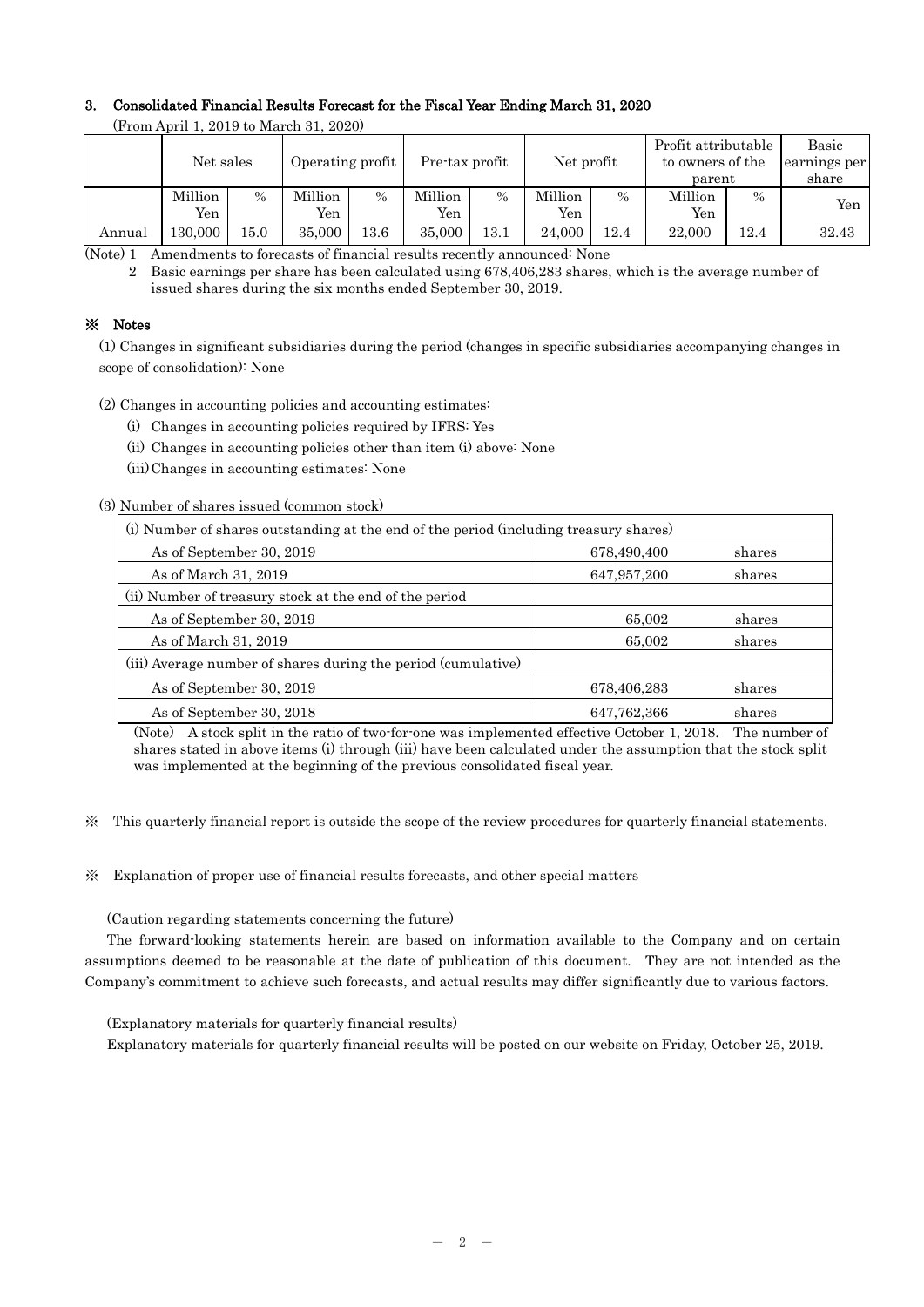### 3. Consolidated Financial Results Forecast for the Fiscal Year Ending March 31, 2020

(From April 1, 2019 to March 31, 2020)

| | Net sales | | Operating profit | | Pre-tax profit | | Net profit | | Profit attributable to owners of the parent | | Basic earnings per share |
|---|---|---|---|---|---|---|---|---|---|---|---|
| | Million Yen | % | Million Yen | % | Million Yen | % | Million Yen | % | Million Yen | % | Yen |
| Annual | 130,000 | 15.0 | 35,000 | 13.6 | 35,000 | 13.1 | 24,000 | 12.4 | 22,000 | 12.4 | 32.43 |

(Note) 1 Amendments to forecasts of financial results recently announced: None

2 Basic earnings per share has been calculated using 678,406,283 shares, which is the average number of issued shares during the six months ended September 30, 2019.

### ※ Notes

(1) Changes in significant subsidiaries during the period (changes in specific subsidiaries accompanying changes in scope of consolidation): None

(2) Changes in accounting policies and accounting estimates:

(i) Changes in accounting policies required by IFRS: Yes

(ii) Changes in accounting policies other than item (i) above: None

(iii) Changes in accounting estimates: None

(3) Number of shares issued (common stock)

| (i) Number of shares outstanding at the end of the period (including treasury shares) | | |
|---|---|---|
| As of September 30, 2019 | 678,490,400 | shares |
| As of March 31, 2019 | 647,957,200 | shares |
| (ii) Number of treasury stock at the end of the period | | |
| As of September 30, 2019 | 65,002 | shares |
| As of March 31, 2019 | 65,002 | shares |
| (iii) Average number of shares during the period (cumulative) | | |
| As of September 30, 2019 | 678,406,283 | shares |
| As of September 30, 2018 | 647,762,366 | shares |

(Note) A stock split in the ratio of two-for-one was implemented effective October 1, 2018. The number of shares stated in above items (i) through (iii) have been calculated under the assumption that the stock split was implemented at the beginning of the previous consolidated fiscal year.

※ This quarterly financial report is outside the scope of the review procedures for quarterly financial statements.

※ Explanation of proper use of financial results forecasts, and other special matters

(Caution regarding statements concerning the future)

The forward-looking statements herein are based on information available to the Company and on certain assumptions deemed to be reasonable at the date of publication of this document. They are not intended as the Company's commitment to achieve such forecasts, and actual results may differ significantly due to various factors.

(Explanatory materials for quarterly financial results)

Explanatory materials for quarterly financial results will be posted on our website on Friday, October 25, 2019.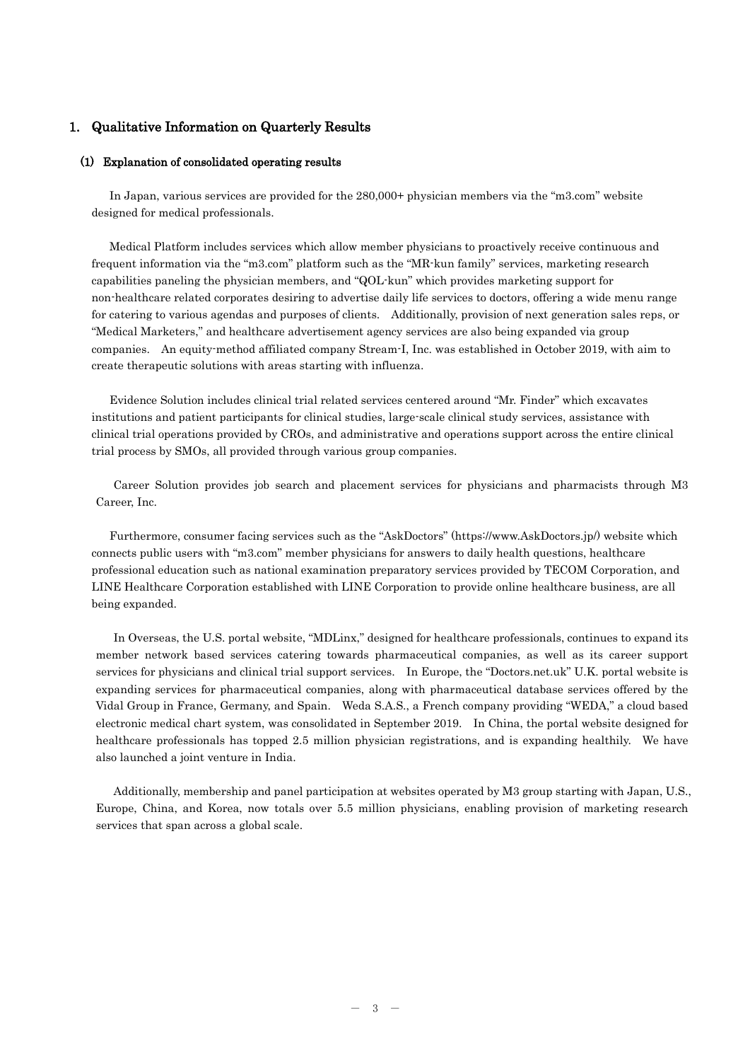# 1. Qualitative Information on Quarterly Results

## (1) Explanation of consolidated operating results

In Japan, various services are provided for the 280,000+ physician members via the "m3.com" website designed for medical professionals.

Medical Platform includes services which allow member physicians to proactively receive continuous and frequent information via the "m3.com" platform such as the "MR-kun family" services, marketing research capabilities paneling the physician members, and "QOL-kun" which provides marketing support for non-healthcare related corporates desiring to advertise daily life services to doctors, offering a wide menu range for catering to various agendas and purposes of clients. Additionally, provision of next generation sales reps, or "Medical Marketers," and healthcare advertisement agency services are also being expanded via group companies. An equity-method affiliated company Stream-I, Inc. was established in October 2019, with aim to create therapeutic solutions with areas starting with influenza.

Evidence Solution includes clinical trial related services centered around "Mr. Finder" which excavates institutions and patient participants for clinical studies, large-scale clinical study services, assistance with clinical trial operations provided by CROs, and administrative and operations support across the entire clinical trial process by SMOs, all provided through various group companies.

Career Solution provides job search and placement services for physicians and pharmacists through M3 Career, Inc.

Furthermore, consumer facing services such as the "AskDoctors" (https://www.AskDoctors.jp/) website which connects public users with "m3.com" member physicians for answers to daily health questions, healthcare professional education such as national examination preparatory services provided by TECOM Corporation, and LINE Healthcare Corporation established with LINE Corporation to provide online healthcare business, are all being expanded.

In Overseas, the U.S. portal website, "MDLinx," designed for healthcare professionals, continues to expand its member network based services catering towards pharmaceutical companies, as well as its career support services for physicians and clinical trial support services. In Europe, the "Doctors.net.uk" U.K. portal website is expanding services for pharmaceutical companies, along with pharmaceutical database services offered by the Vidal Group in France, Germany, and Spain. Weda S.A.S., a French company providing "WEDA," a cloud based electronic medical chart system, was consolidated in September 2019. In China, the portal website designed for healthcare professionals has topped 2.5 million physician registrations, and is expanding healthily. We have also launched a joint venture in India.

Additionally, membership and panel participation at websites operated by M3 group starting with Japan, U.S., Europe, China, and Korea, now totals over 5.5 million physicians, enabling provision of marketing research services that span across a global scale.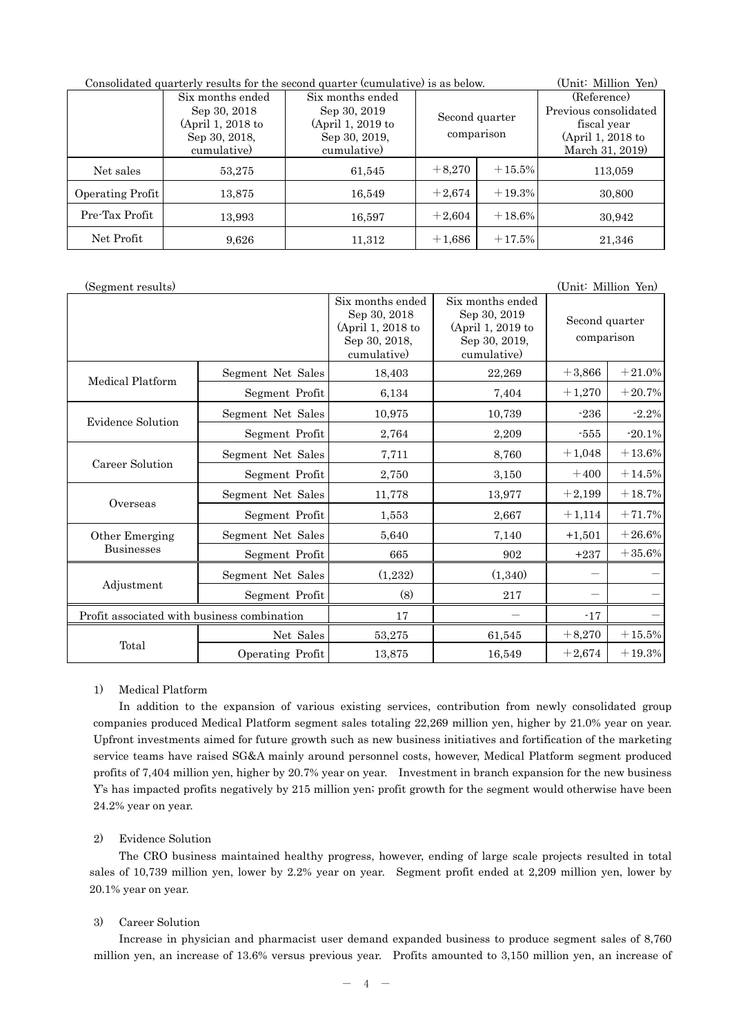Consolidated quarterly results for the second quarter (cumulative) is as below. (Unit: Million Yen)

| | Six months ended Sep 30, 2018 (April 1, 2018 to Sep 30, 2018, cumulative) | Six months ended Sep 30, 2019 (April 1, 2019 to Sep 30, 2019, cumulative) | Second quarter comparison | | (Reference) Previous consolidated fiscal year (April 1, 2018 to March 31, 2019) |
|---|---|---|---|---|---|
| Net sales | 53,275 | 61,545 | +8,270 | +15.5% | 113,059 |
| Operating Profit | 13,875 | 16,549 | +2,674 | +19.3% | 30,800 |
| Pre-Tax Profit | 13,993 | 16,597 | +2,604 | +18.6% | 30,942 |
| Net Profit | 9,626 | 11,312 | +1,686 | +17.5% | 21,346 |

(Segment results) (Unit: Million Yen)

| | | Six months ended Sep 30, 2018 (April 1, 2018 to Sep 30, 2018, cumulative) | Six months ended Sep 30, 2019 (April 1, 2019 to Sep 30, 2019, cumulative) | Second quarter comparison | |
|---|---|---|---|---|---|
| Medical Platform | Segment Net Sales | 18,403 | 22,269 | +3,866 | +21.0% |
| | Segment Profit | 6,134 | 7,404 | +1,270 | +20.7% |
| Evidence Solution | Segment Net Sales | 10,975 | 10,739 | -236 | -2.2% |
| | Segment Profit | 2,764 | 2,209 | -555 | -20.1% |
| Career Solution | Segment Net Sales | 7,711 | 8,760 | +1,048 | +13.6% |
| | Segment Profit | 2,750 | 3,150 | +400 | +14.5% |
| Overseas | Segment Net Sales | 11,778 | 13,977 | +2,199 | +18.7% |
| | Segment Profit | 1,553 | 2,667 | +1,114 | +71.7% |
| Other Emerging Businesses | Segment Net Sales | 5,640 | 7,140 | +1,501 | +26.6% |
| | Segment Profit | 665 | 902 | +237 | +35.6% |
| Adjustment | Segment Net Sales | (1,232) | (1,340) | — | — |
| | Segment Profit | (8) | 217 | — | — |
| Profit associated with business combination | | 17 | — | -17 | — |
| Total | Net Sales | 53,275 | 61,545 | +8,270 | +15.5% |
| | Operating Profit | 13,875 | 16,549 | +2,674 | +19.3% |

1) Medical Platform

In addition to the expansion of various existing services, contribution from newly consolidated group companies produced Medical Platform segment sales totaling 22,269 million yen, higher by 21.0% year on year. Upfront investments aimed for future growth such as new business initiatives and fortification of the marketing service teams have raised SG&A mainly around personnel costs, however, Medical Platform segment produced profits of 7,404 million yen, higher by 20.7% year on year. Investment in branch expansion for the new business Y's has impacted profits negatively by 215 million yen; profit growth for the segment would otherwise have been 24.2% year on year.

2) Evidence Solution

The CRO business maintained healthy progress, however, ending of large scale projects resulted in total sales of 10,739 million yen, lower by 2.2% year on year. Segment profit ended at 2,209 million yen, lower by 20.1% year on year.

3) Career Solution

Increase in physician and pharmacist user demand expanded business to produce segment sales of 8,760 million yen, an increase of 13.6% versus previous year. Profits amounted to 3,150 million yen, an increase of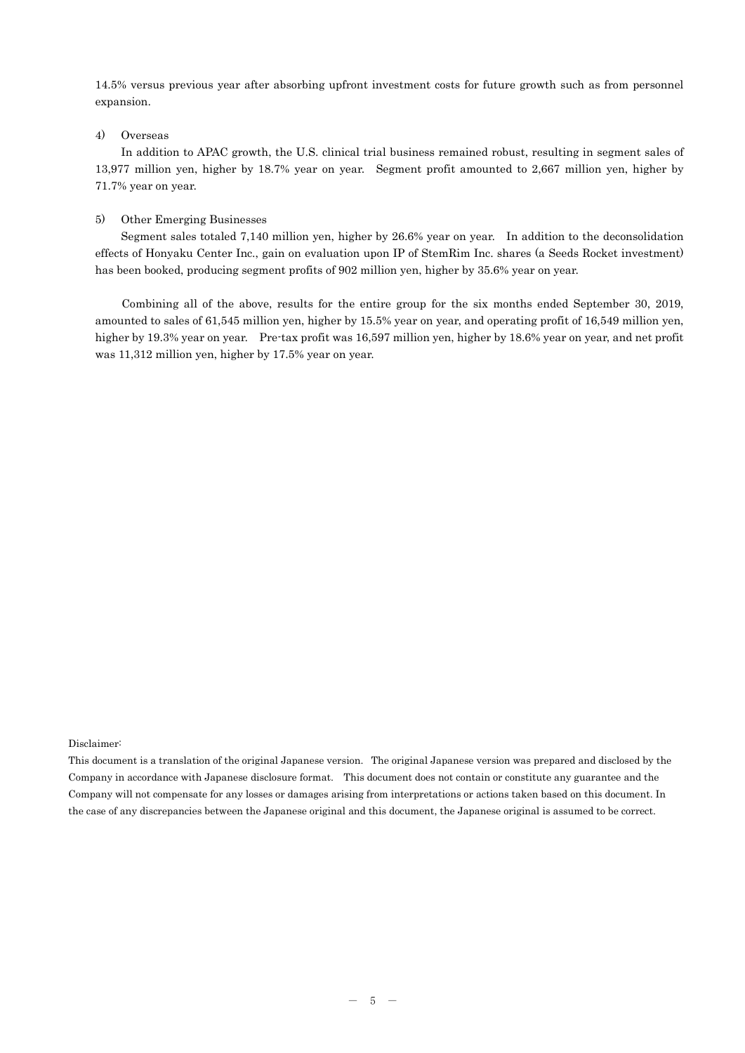14.5% versus previous year after absorbing upfront investment costs for future growth such as from personnel expansion.

4) Overseas

In addition to APAC growth, the U.S. clinical trial business remained robust, resulting in segment sales of 13,977 million yen, higher by 18.7% year on year. Segment profit amounted to 2,667 million yen, higher by 71.7% year on year.

5) Other Emerging Businesses

Segment sales totaled 7,140 million yen, higher by 26.6% year on year. In addition to the deconsolidation effects of Honyaku Center Inc., gain on evaluation upon IP of StemRim Inc. shares (a Seeds Rocket investment) has been booked, producing segment profits of 902 million yen, higher by 35.6% year on year.

Combining all of the above, results for the entire group for the six months ended September 30, 2019, amounted to sales of 61,545 million yen, higher by 15.5% year on year, and operating profit of 16,549 million yen, higher by 19.3% year on year. Pre-tax profit was 16,597 million yen, higher by 18.6% year on year, and net profit was 11,312 million yen, higher by 17.5% year on year.

Disclaimer:

This document is a translation of the original Japanese version. The original Japanese version was prepared and disclosed by the Company in accordance with Japanese disclosure format. This document does not contain or constitute any guarantee and the Company will not compensate for any losses or damages arising from interpretations or actions taken based on this document. In the case of any discrepancies between the Japanese original and this document, the Japanese original is assumed to be correct.